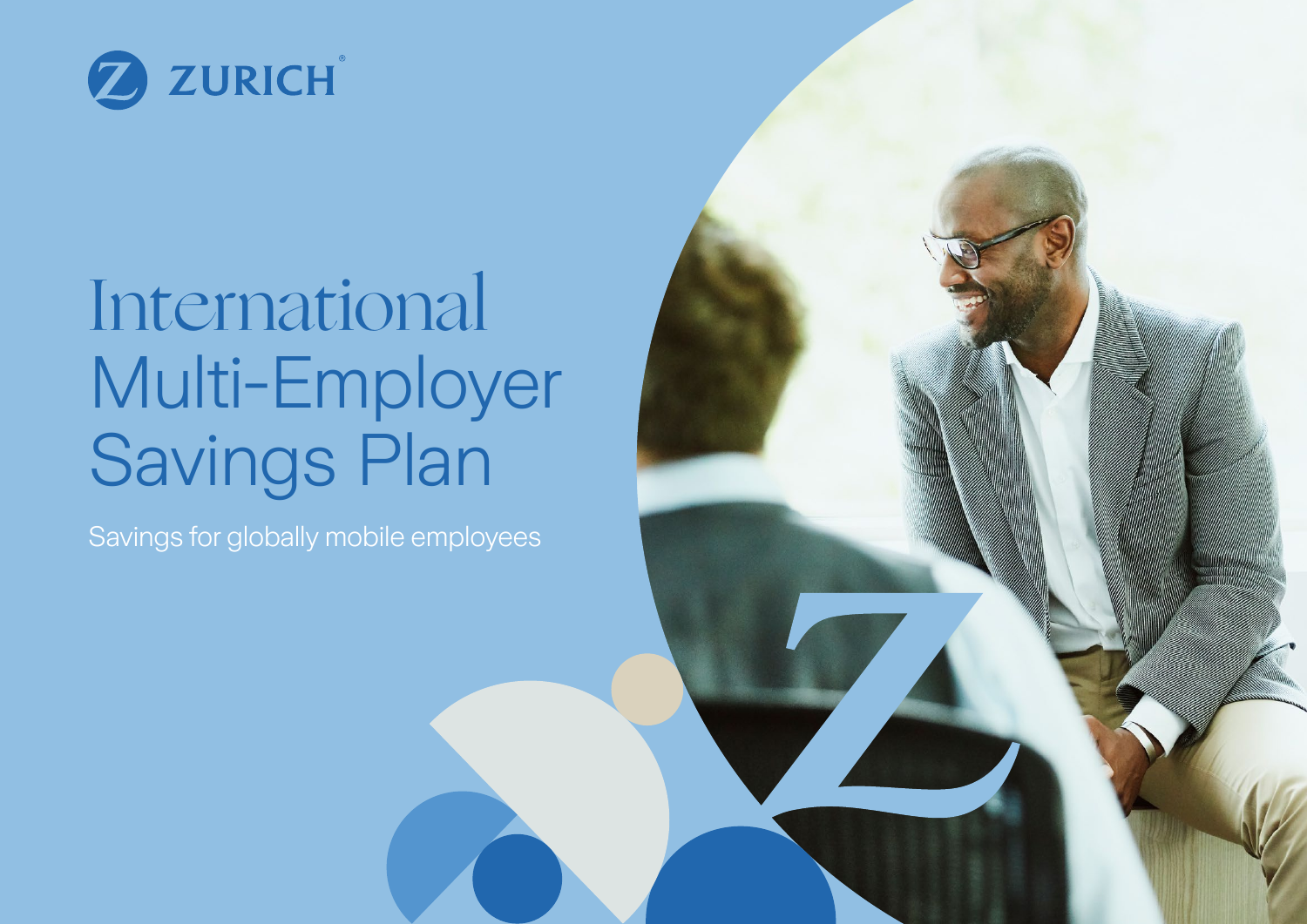ZURICH

# International Multi-Employer Savings Plan

Savings for globally mobile employees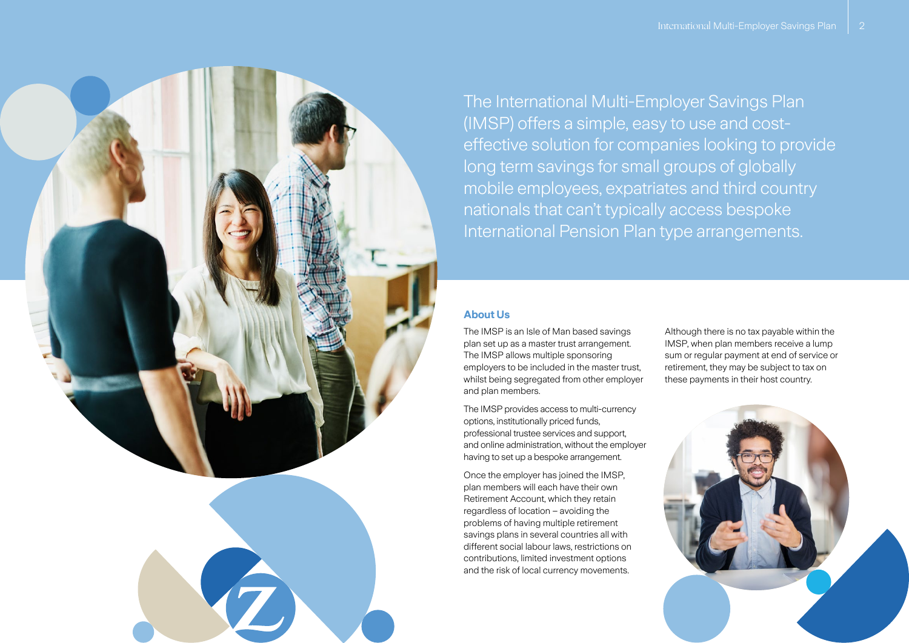The International Multi-Employer Savings Plan (IMSP) offers a simple, easy to use and cost-effective solution for companies looking to provide long term savings for small groups of globally mobile employees, expatriates and third country nationals that can't typically access bespoke International Pension Plan type arrangements.

## About Us

The IMSP is an Isle of Man based savings plan set up as a master trust arrangement. The IMSP allows multiple sponsoring employers to be included in the master trust, whilst being segregated from other employer and plan members.

The IMSP provides access to multi-currency options, institutionally priced funds, professional trustee services and support, and online administration, without the employer having to set up a bespoke arrangement.

Once the employer has joined the IMSP, plan members will each have their own Retirement Account, which they retain regardless of location – avoiding the problems of having multiple retirement savings plans in several countries all with different social labour laws, restrictions on contributions, limited investment options and the risk of local currency movements.

Although there is no tax payable within the IMSP, when plan members receive a lump sum or regular payment at end of service or retirement, they may be subject to tax on these payments in their host country.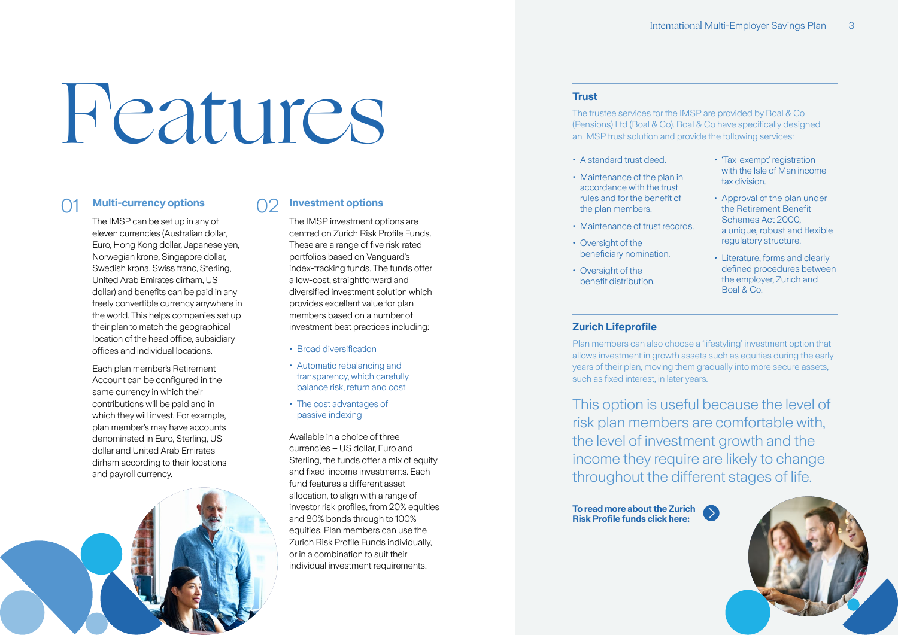# Features

## 01 Multi-currency options

The IMSP can be set up in any of eleven currencies (Australian dollar, Euro, Hong Kong dollar, Japanese yen, Norwegian krone, Singapore dollar, Swedish krona, Swiss franc, Sterling, United Arab Emirates dirham, US dollar) and benefits can be paid in any freely convertible currency anywhere in the world. This helps companies set up their plan to match the geographical location of the head office, subsidiary offices and individual locations.

Each plan member's Retirement Account can be configured in the same currency in which their contributions will be paid and in which they will invest. For example, plan member's may have accounts denominated in Euro, Sterling, US dollar and United Arab Emirates dirham according to their locations and payroll currency.

## 02 Investment options

The IMSP investment options are centred on Zurich Risk Profile Funds. These are a range of five risk-rated portfolios based on Vanguard's index-tracking funds. The funds offer a low-cost, straightforward and diversified investment solution which provides excellent value for plan members based on a number of investment best practices including:

- Broad diversification
- Automatic rebalancing and transparency, which carefully balance risk, return and cost
- The cost advantages of passive indexing

Available in a choice of three currencies – US dollar, Euro and Sterling, the funds offer a mix of equity and fixed-income investments. Each fund features a different asset allocation, to align with a range of investor risk profiles, from 20% equities and 80% bonds through to 100% equities. Plan members can use the Zurich Risk Profile Funds individually, or in a combination to suit their individual investment requirements.

### Trust

The trustee services for the IMSP are provided by Boal & Co (Pensions) Ltd (Boal & Co). Boal & Co have specifically designed an IMSP trust solution and provide the following services:

- A standard trust deed.
- Maintenance of the plan in accordance with the trust rules and for the benefit of the plan members.
- Maintenance of trust records.
- Oversight of the beneficiary nomination.
- Oversight of the benefit distribution.
- 'Tax-exempt' registration with the Isle of Man income tax division.
- Approval of the plan under the Retirement Benefit Schemes Act 2000, a unique, robust and flexible regulatory structure.
- Literature, forms and clearly defined procedures between the employer, Zurich and Boal & Co.

### Zurich Lifeprofile

Plan members can also choose a 'lifestyling' investment option that allows investment in growth assets such as equities during the early years of their plan, moving them gradually into more secure assets, such as fixed interest, in later years.

This option is useful because the level of risk plan members are comfortable with, the level of investment growth and the income they require are likely to change throughout the different stages of life.

**To read more about the Zurich Risk Profile funds click here:**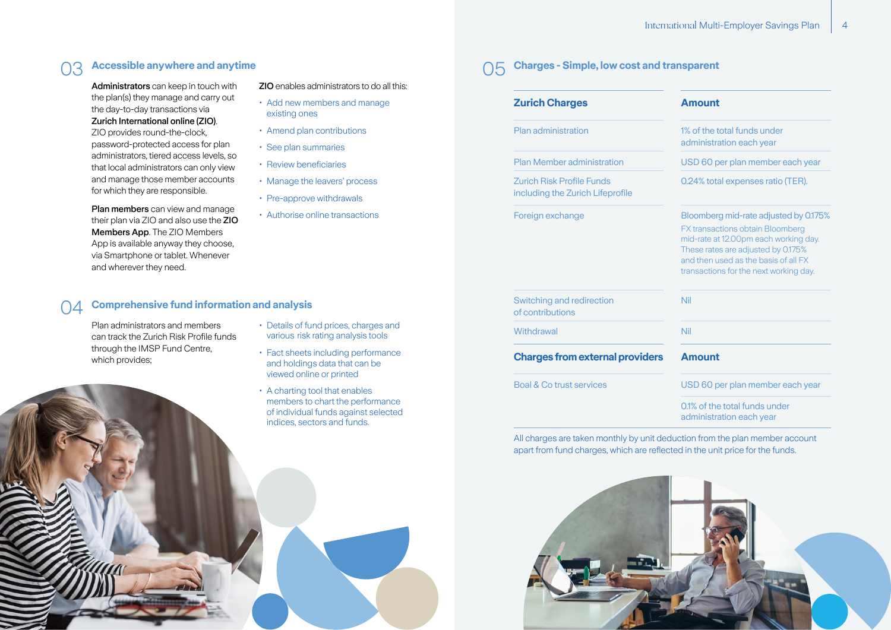## 03 Accessible anywhere and anytime

**Administrators** can keep in touch with the plan(s) they manage and carry out the day-to-day transactions via **Zurich International online (ZIO)**. ZIO provides round-the-clock, password-protected access for plan administrators, tiered access levels, so that local administrators can only view and manage those member accounts for which they are responsible.

**Plan members** can view and manage their plan via ZIO and also use the **ZIO Members App**. The ZIO Members App is available anyway they choose, via Smartphone or tablet. Whenever and wherever they need.

**ZIO** enables administrators to do all this:

- Add new members and manage existing ones
- Amend plan contributions
- See plan summaries
- Review beneficiaries
- Manage the leavers' process
- Pre-approve withdrawals
- Authorise online transactions

## 04 Comprehensive fund information and analysis

Plan administrators and members can track the Zurich Risk Profile funds through the IMSP Fund Centre, which provides;

- Details of fund prices, charges and various risk rating analysis tools
- Fact sheets including performance and holdings data that can be viewed online or printed
- A charting tool that enables members to chart the performance of individual funds against selected indices, sectors and funds.

## 05 Charges - Simple, low cost and transparent

| Zurich Charges | Amount |
|---|---|
| Plan administration | 1% of the total funds under administration each year |
| Plan Member administration | USD 60 per plan member each year |
| Zurich Risk Profile Funds including the Zurich Lifeprofile | 0.24% total expenses ratio (TER). |
| Foreign exchange | Bloomberg mid-rate adjusted by 0.175% FX transactions obtain Bloomberg mid-rate at 12.00pm each working day. These rates are adjusted by 0.175% and then used as the basis of all FX transactions for the next working day. |
| Switching and redirection of contributions | Nil |
| Withdrawal | Nil |
| **Charges from external providers** | **Amount** |
| Boal & Co trust services | USD 60 per plan member each year |
| | 0.1% of the total funds under administration each year |

All charges are taken monthly by unit deduction from the plan member account apart from fund charges, which are reflected in the unit price for the funds.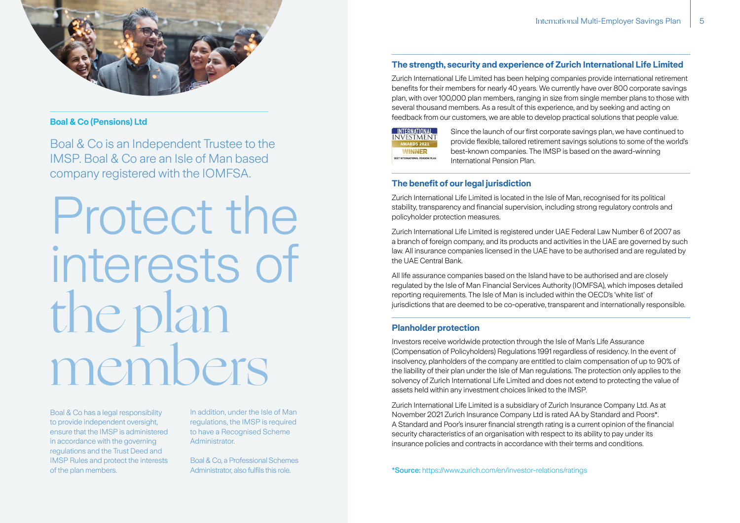## Boal & Co (Pensions) Ltd

Boal & Co is an Independent Trustee to the IMSP. Boal & Co are an Isle of Man based company registered with the IOMFSA.

# Protect the interests of the plan members

Boal & Co has a legal responsibility to provide independent oversight, ensure that the IMSP is administered in accordance with the governing regulations and the Trust Deed and IMSP Rules and protect the interests of the plan members.

In addition, under the Isle of Man regulations, the IMSP is required to have a Recognised Scheme Administrator.

Boal & Co, a Professional Schemes Administrator, also fulfils this role.

## The strength, security and experience of Zurich International Life Limited

Zurich International Life Limited has been helping companies provide international retirement benefits for their members for nearly 40 years. We currently have over 800 corporate savings plan, with over 100,000 plan members, ranging in size from single member plans to those with several thousand members. As a result of this experience, and by seeking and acting on feedback from our customers, we are able to develop practical solutions that people value.

International Investment Awards 2021 Winner – Best International Pension Plan

Since the launch of our first corporate savings plan, we have continued to provide flexible, tailored retirement savings solutions to some of the world's best-known companies. The IMSP is based on the award-winning International Pension Plan.

## The benefit of our legal jurisdiction

Zurich International Life Limited is located in the Isle of Man, recognised for its political stability, transparency and financial supervision, including strong regulatory controls and policyholder protection measures.

Zurich International Life Limited is registered under UAE Federal Law Number 6 of 2007 as a branch of foreign company, and its products and activities in the UAE are governed by such law. All insurance companies licensed in the UAE have to be authorised and are regulated by the UAE Central Bank.

All life assurance companies based on the Island have to be authorised and are closely regulated by the Isle of Man Financial Services Authority (IOMFSA), which imposes detailed reporting requirements. The Isle of Man is included within the OECD's 'white list' of jurisdictions that are deemed to be co-operative, transparent and internationally responsible.

## Planholder protection

Investors receive worldwide protection through the Isle of Man's Life Assurance (Compensation of Policyholders) Regulations 1991 regardless of residency. In the event of insolvency, planholders of the company are entitled to claim compensation of up to 90% of the liability of their plan under the Isle of Man regulations. The protection only applies to the solvency of Zurich International Life Limited and does not extend to protecting the value of assets held within any investment choices linked to the IMSP.

Zurich International Life Limited is a subsidiary of Zurich Insurance Company Ltd. As at November 2021 Zurich Insurance Company Ltd is rated AA by Standard and Poors*. A Standard and Poor's insurer financial strength rating is a current opinion of the financial security characteristics of an organisation with respect to its ability to pay under its insurance policies and contracts in accordance with their terms and conditions.

***Source:** https://www.zurich.com/en/investor-relations/ratings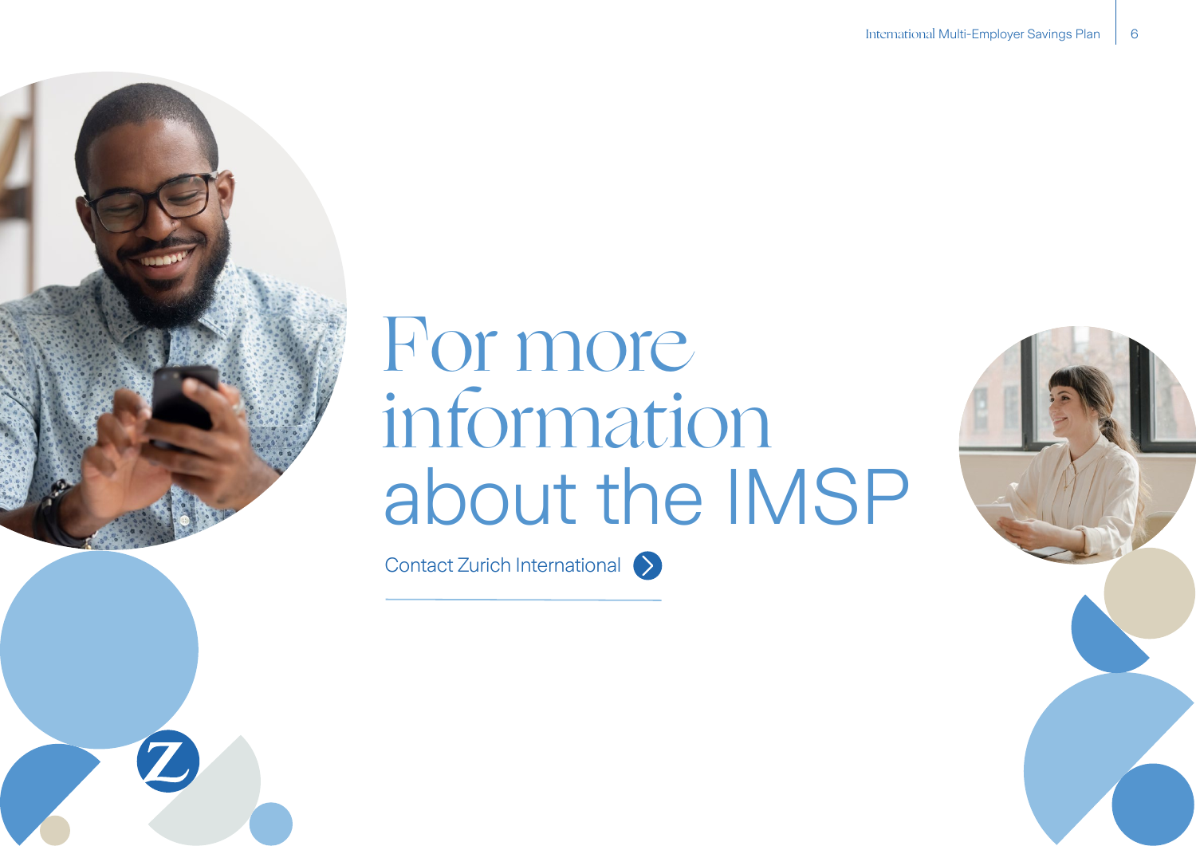# For more information about the IMSP

Contact Zurich International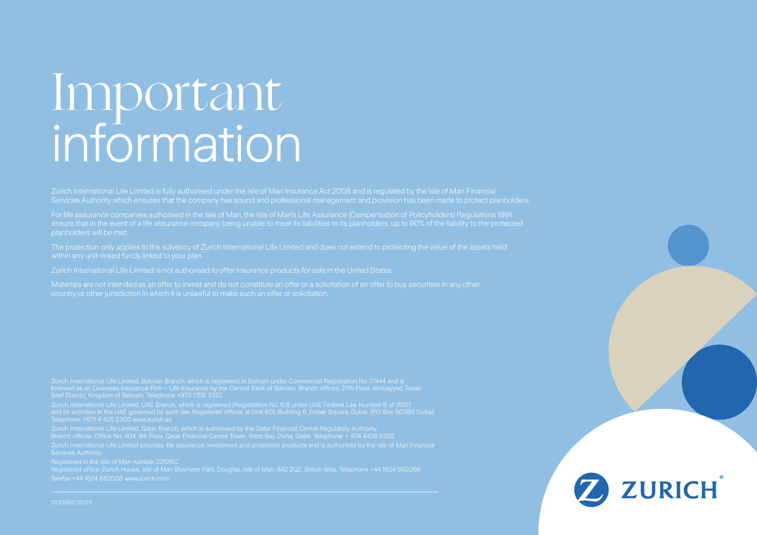# Important information

Zurich International Life Limited is fully authorised under the Isle of Man Insurance Act 2008 and is regulated by the Isle of Man Financial Services Authority which ensures that the company has sound and professional management and provision has been made to protect planholders.

For life assurance companies authorised in the Isle of Man, the Isle of Man's Life Assurance (Compensation of Policyholders) Regulations 1991 ensure that in the event of a life assurance company being unable to meet its liabilities to its planholders, up to 90% of the liability to the protected planholders will be met.

The protection only applies to the solvency of Zurich International Life Limited and does not extend to protecting the value of the assets held within any unit-linked funds linked to your plan.

Zurich International Life Limited is not authorised to offer insurance products for sale in the United States.

Materials are not intended as an offer to invest and do not constitute an offer or a solicitation of an offer to buy securities in any other country or other jurisdiction in which it is unlawful to make such an offer or solicitation.

Zurich International Life Limited, Bahrain Branch, which is registered in Bahrain under Commercial Registration No. 17444 and is licensed as an Overseas Insurance Firm – Life Insurance by the Central Bank of Bahrain. Branch offices: 27th Floor, Almoayyed Tower, Seef District, Kingdom of Bahrain. Telephone +973 1756 3322.

Zurich International Life Limited, UAE Branch, which is registered (Registration No. 63) under UAE Federal Law Number 6 of 2007, and its activities in the UAE governed by such law. Registered offices at Unit 601, Building 6, Emaar Square, Dubai. (PO Box 50389 Dubai) Telephone: +971 4 425 2300 www.zurich.ae

Zurich International Life Limited, Qatar Branch, which is authorised by the Qatar Financial Centre Regulatory Authority. Branch offices: Office No. 404, 4th Floor, Qatar Financial Centre Tower, West Bay, Doha, Qatar. Telephone: + 974 4428 6322.

Zurich International Life Limited provides life assurance, investment and protection products and is authorised by the Isle of Man Financial Services Authority.

Registered in the Isle of Man number 20126C.
Registered office: Zurich House, Isle of Man Business Park, Douglas, Isle of Man, IM2 2QZ, British Isles. Telephone +44 1624 662266
Telefax +44 1624 662038 www.zurich.com

ZIL10360 (10/21)

ZURICH®